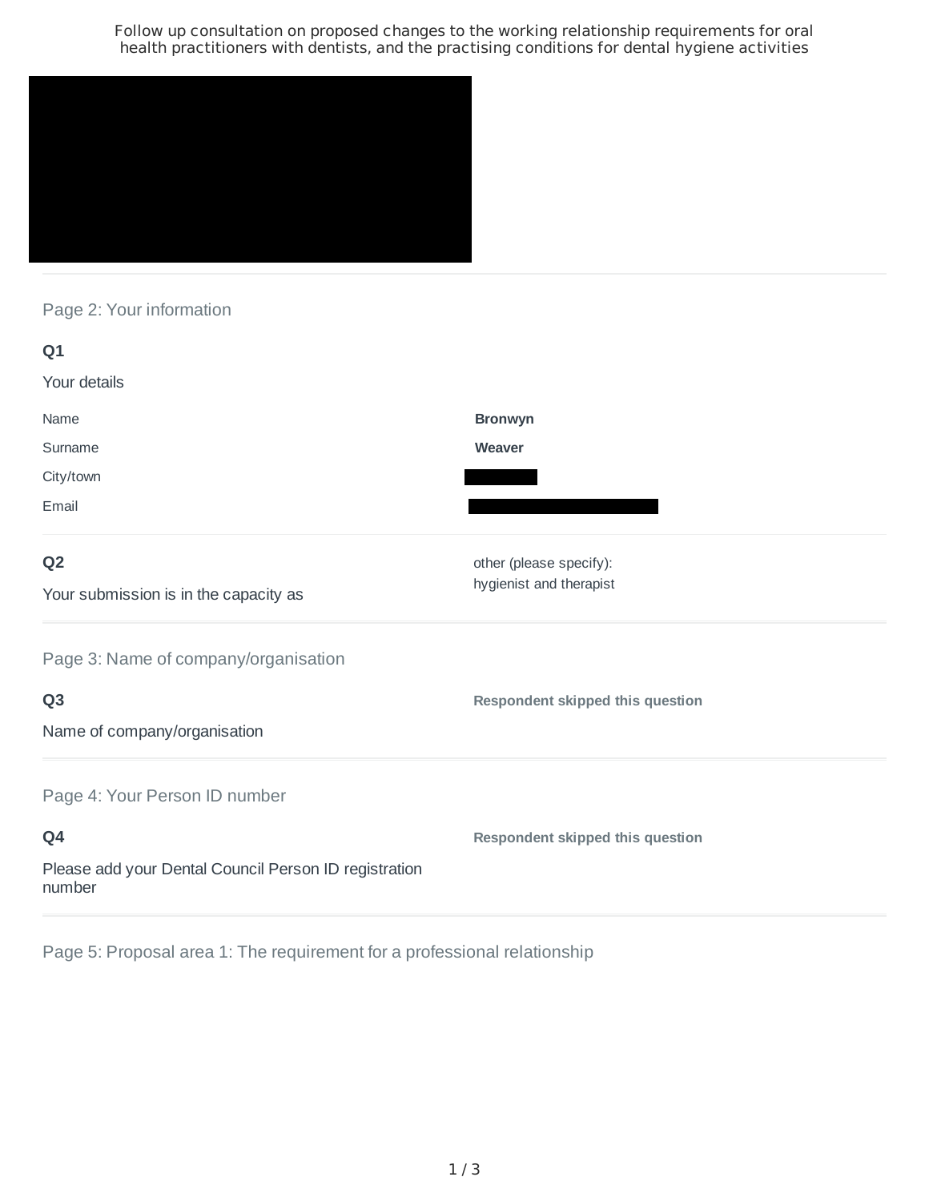# Follow up consultation on proposed changes to the working relationship requirements for oral health practitioners with dentists, and the practising conditions for dental hygiene activities

## Page 2: Your information

**Q1**

Your details

| | |
|---|---|
| Name | **Bronwyn** |
| Surname | **Weaver** |
| City/town | |
| Email | |

**Q2**

Your submission is in the capacity as

other (please specify):
hygienist and therapist

## Page 3: Name of company/organisation

**Q3**

Name of company/organisation

**Respondent skipped this question**

## Page 4: Your Person ID number

**Q4**

Please add your Dental Council Person ID registration number

**Respondent skipped this question**

## Page 5: Proposal area 1: The requirement for a professional relationship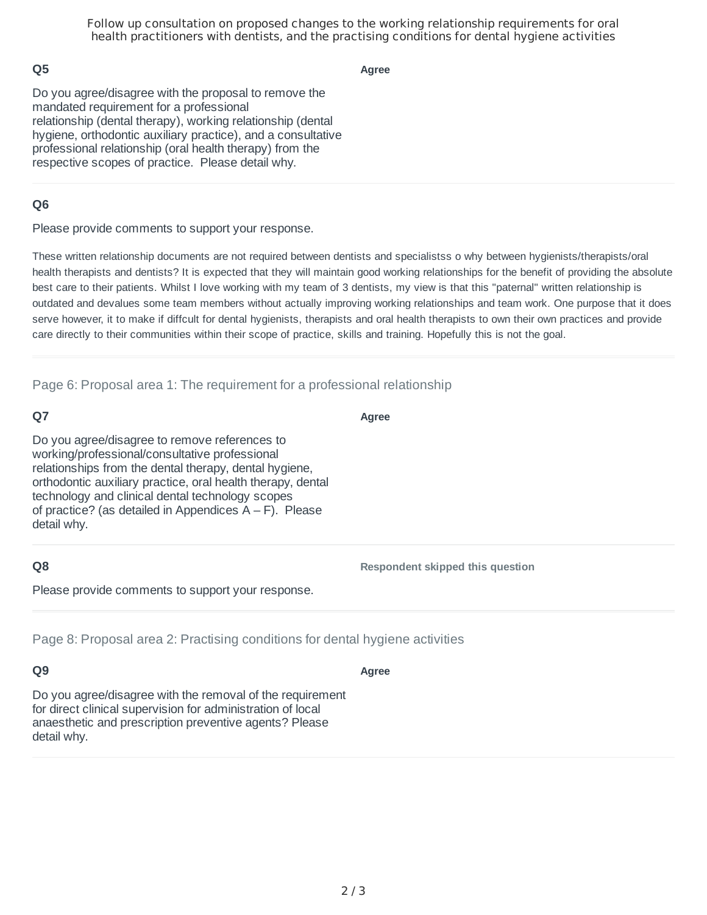### Q5

**Agree**

Do you agree/disagree with the proposal to remove the mandated requirement for a professional relationship (dental therapy), working relationship (dental hygiene, orthodontic auxiliary practice), and a consultative professional relationship (oral health therapy) from the respective scopes of practice. Please detail why.

### Q6

Please provide comments to support your response.

These written relationship documents are not required between dentists and specialistss o why between hygienists/therapists/oral health therapists and dentists? It is expected that they will maintain good working relationships for the benefit of providing the absolute best care to their patients. Whilst I love working with my team of 3 dentists, my view is that this "paternal" written relationship is outdated and devalues some team members without actually improving working relationships and team work. One purpose that it does serve however, it to make if diffcult for dental hygienists, therapists and oral health therapists to own their own practices and provide care directly to their communities within their scope of practice, skills and training. Hopefully this is not the goal.

## Page 6: Proposal area 1: The requirement for a professional relationship

### Q7

**Agree**

Do you agree/disagree to remove references to working/professional/consultative professional relationships from the dental therapy, dental hygiene, orthodontic auxiliary practice, oral health therapy, dental technology and clinical dental technology scopes of practice? (as detailed in Appendices A – F). Please detail why.

### Q8

**Respondent skipped this question**

Please provide comments to support your response.

## Page 8: Proposal area 2: Practising conditions for dental hygiene activities

### Q9

**Agree**

Do you agree/disagree with the removal of the requirement for direct clinical supervision for administration of local anaesthetic and prescription preventive agents? Please detail why.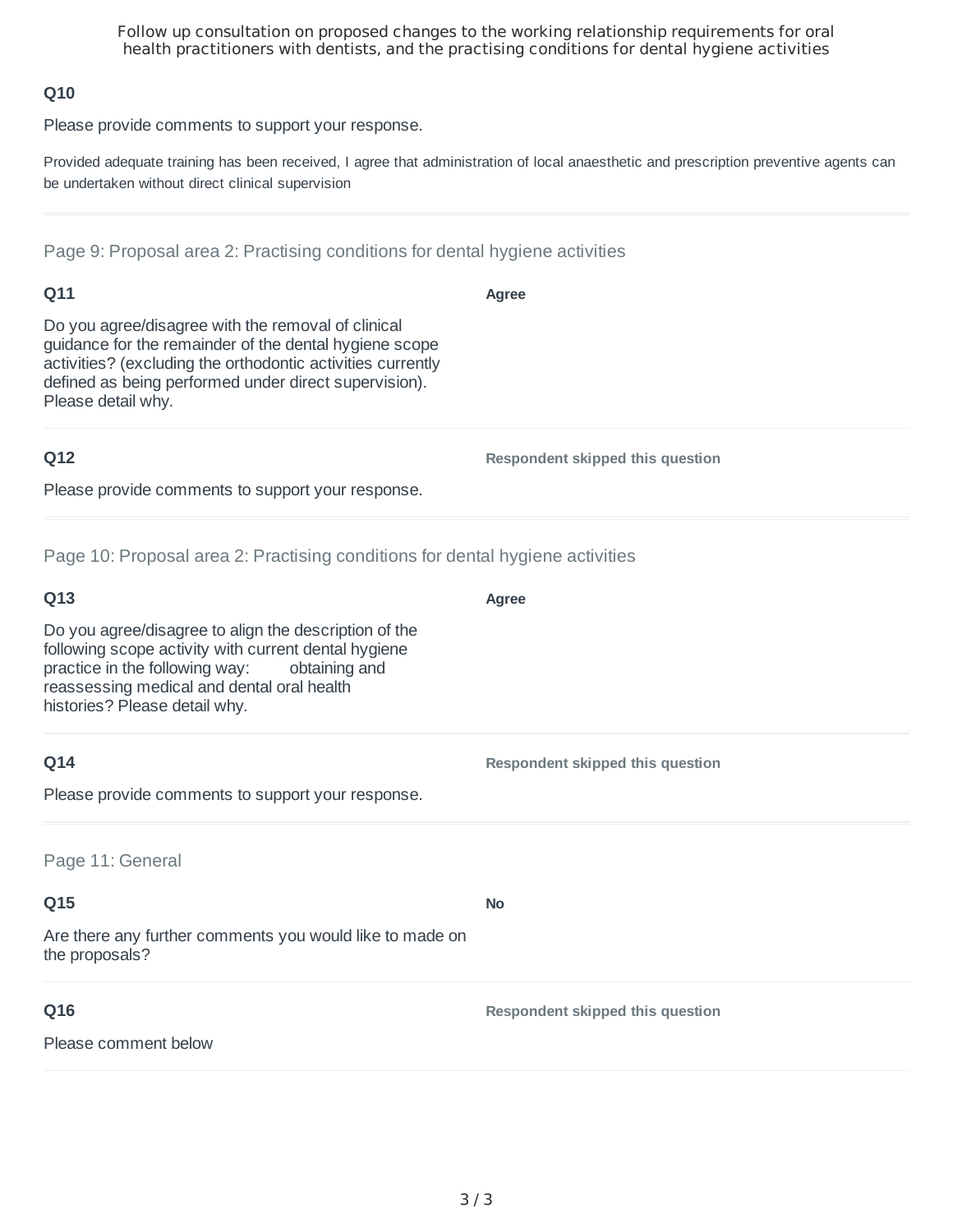**Q10**

Please provide comments to support your response.

Provided adequate training has been received, I agree that administration of local anaesthetic and prescription preventive agents can be undertaken without direct clinical supervision

Page 9: Proposal area 2: Practising conditions for dental hygiene activities

**Q11**

Do you agree/disagree with the removal of clinical guidance for the remainder of the dental hygiene scope activities? (excluding the orthodontic activities currently defined as being performed under direct supervision). Please detail why.

**Agree**

**Q12**

Please provide comments to support your response.

**Respondent skipped this question**

Page 10: Proposal area 2: Practising conditions for dental hygiene activities

**Q13**

Do you agree/disagree to align the description of the following scope activity with current dental hygiene practice in the following way: obtaining and reassessing medical and dental oral health histories? Please detail why.

**Agree**

**Q14**

Please provide comments to support your response.

**Respondent skipped this question**

Page 11: General

**Q15**

Are there any further comments you would like to made on the proposals?

**No**

**Q16**

Please comment below

**Respondent skipped this question**